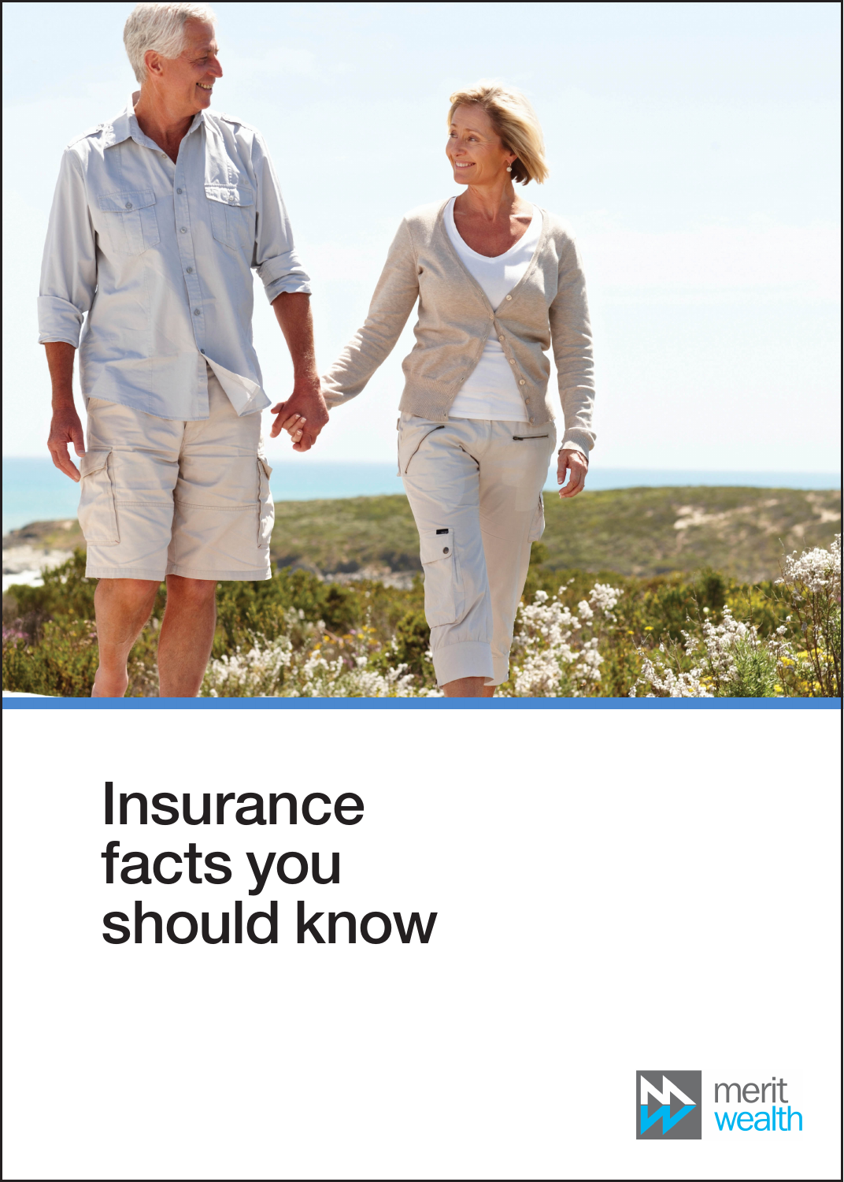# Insurance facts you should know

merit wealth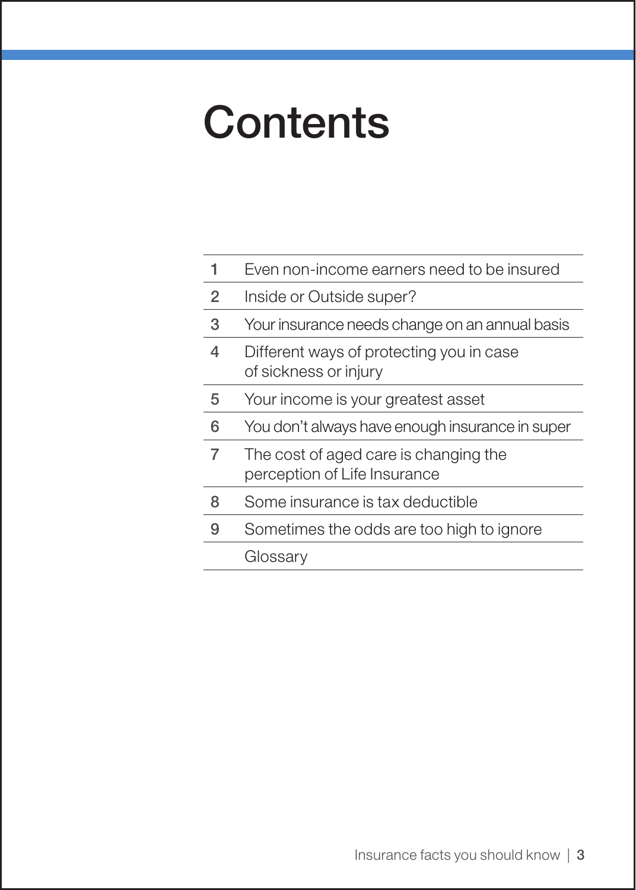# Contents

| | |
|---|---|
| 1 | Even non-income earners need to be insured |
| 2 | Inside or Outside super? |
| 3 | Your insurance needs change on an annual basis |
| 4 | Different ways of protecting you in case of sickness or injury |
| 5 | Your income is your greatest asset |
| 6 | You don't always have enough insurance in super |
| 7 | The cost of aged care is changing the perception of Life Insurance |
| 8 | Some insurance is tax deductible |
| 9 | Sometimes the odds are too high to ignore |
| | Glossary |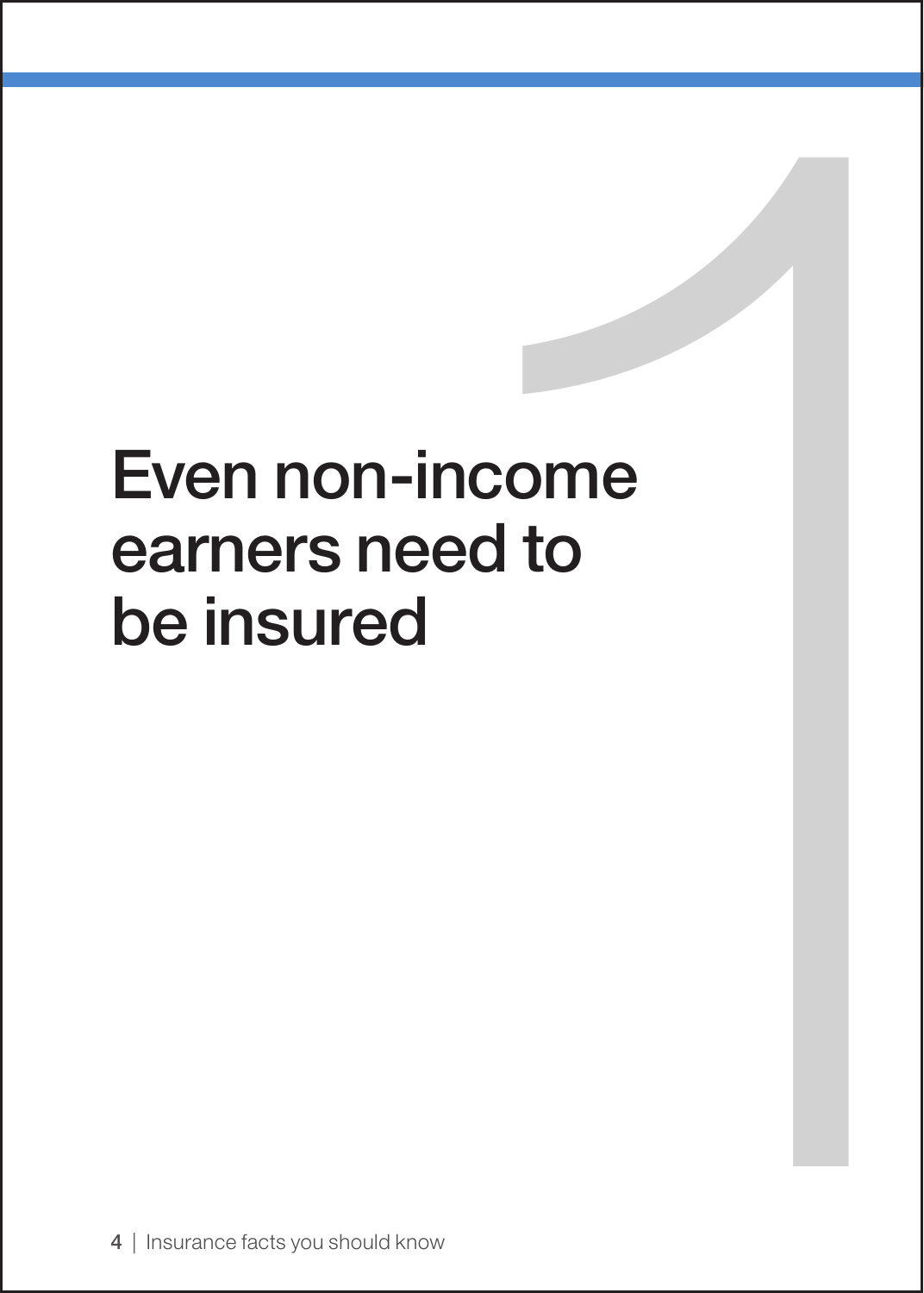# 1

# Even non-income earners need to be insured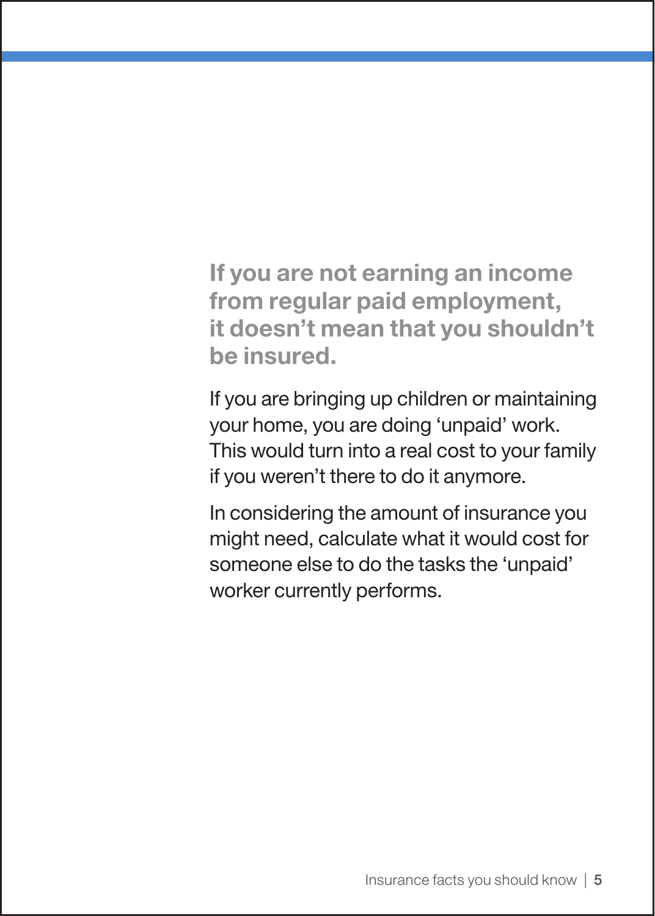**If you are not earning an income from regular paid employment, it doesn't mean that you shouldn't be insured.**

If you are bringing up children or maintaining your home, you are doing 'unpaid' work. This would turn into a real cost to your family if you weren't there to do it anymore.

In considering the amount of insurance you might need, calculate what it would cost for someone else to do the tasks the 'unpaid' worker currently performs.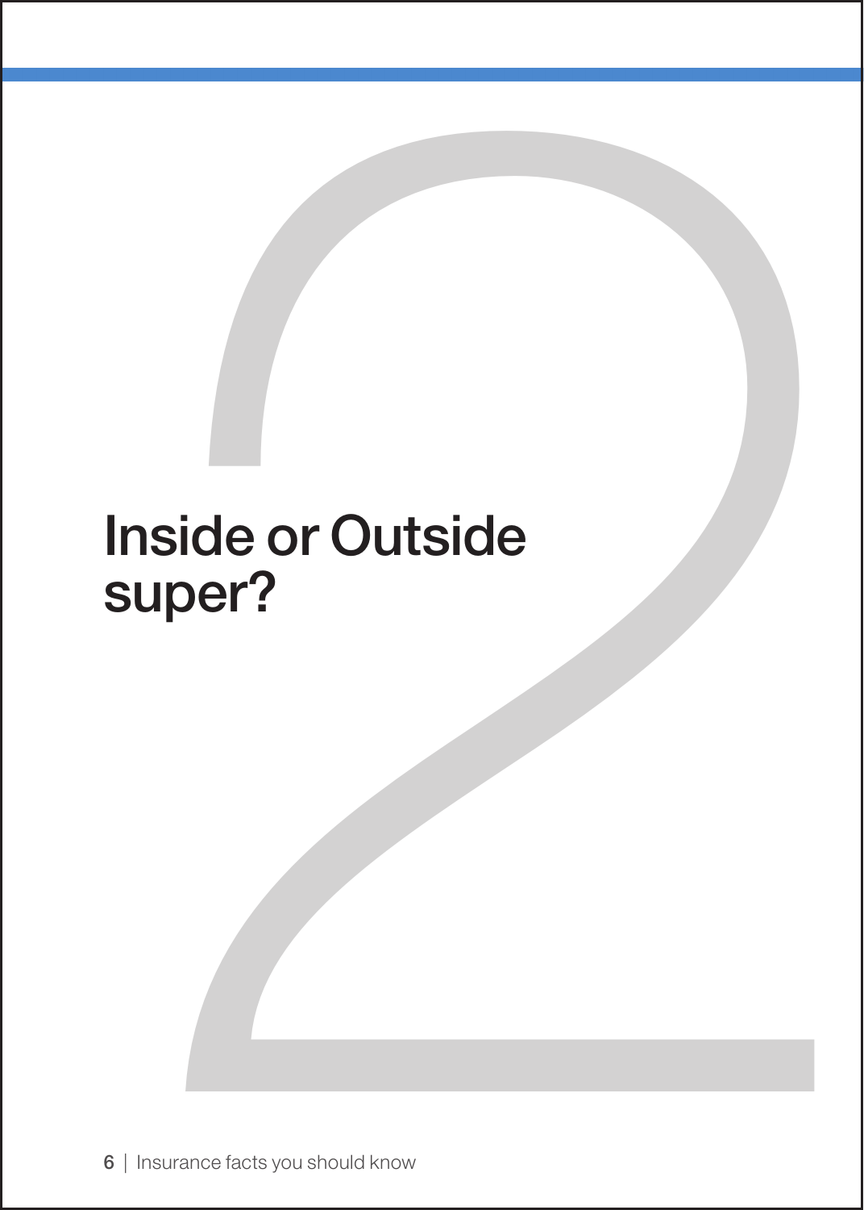# Inside or Outside super?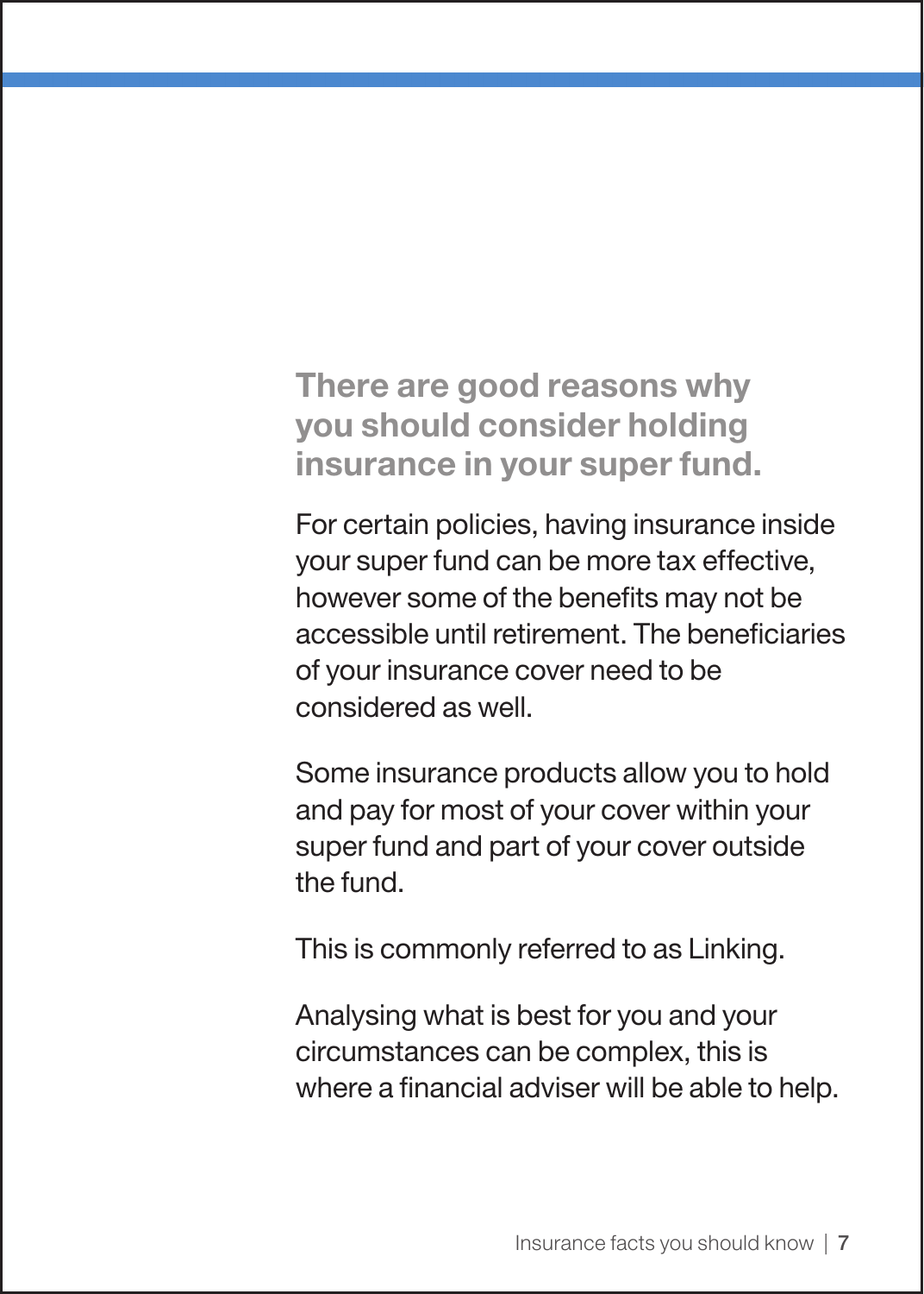## There are good reasons why you should consider holding insurance in your super fund.

For certain policies, having insurance inside your super fund can be more tax effective, however some of the benefits may not be accessible until retirement. The beneficiaries of your insurance cover need to be considered as well.

Some insurance products allow you to hold and pay for most of your cover within your super fund and part of your cover outside the fund.

This is commonly referred to as Linking.

Analysing what is best for you and your circumstances can be complex, this is where a financial adviser will be able to help.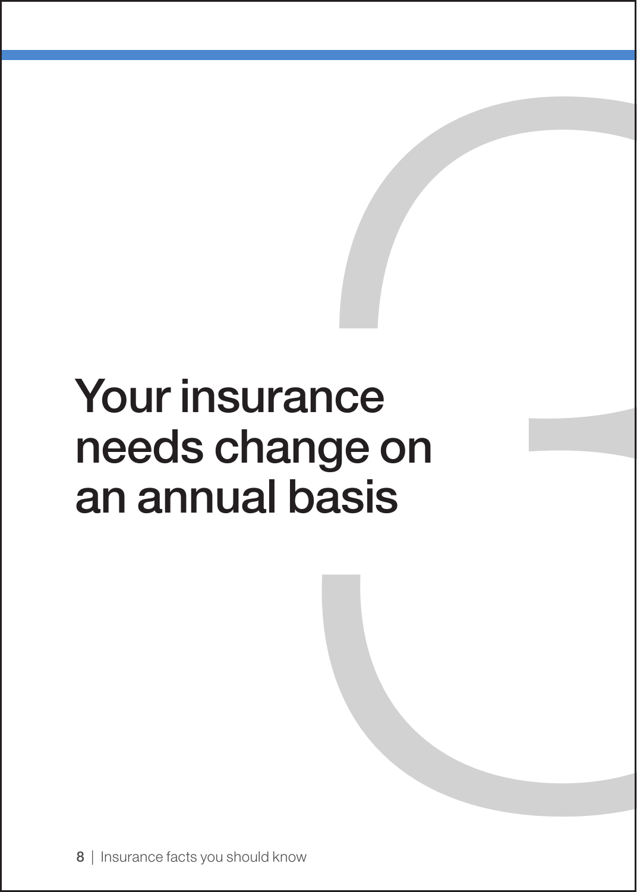# Your insurance needs change on an annual basis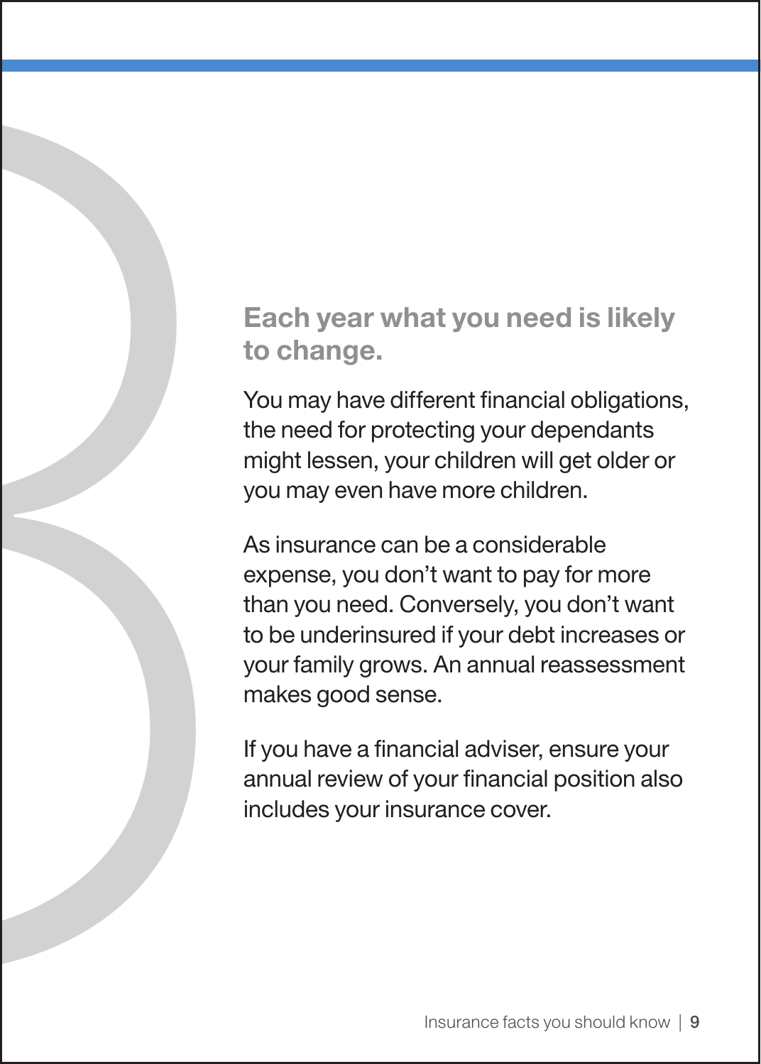## Each year what you need is likely to change.

You may have different financial obligations, the need for protecting your dependants might lessen, your children will get older or you may even have more children.

As insurance can be a considerable expense, you don't want to pay for more than you need. Conversely, you don't want to be underinsured if your debt increases or your family grows. An annual reassessment makes good sense.

If you have a financial adviser, ensure your annual review of your financial position also includes your insurance cover.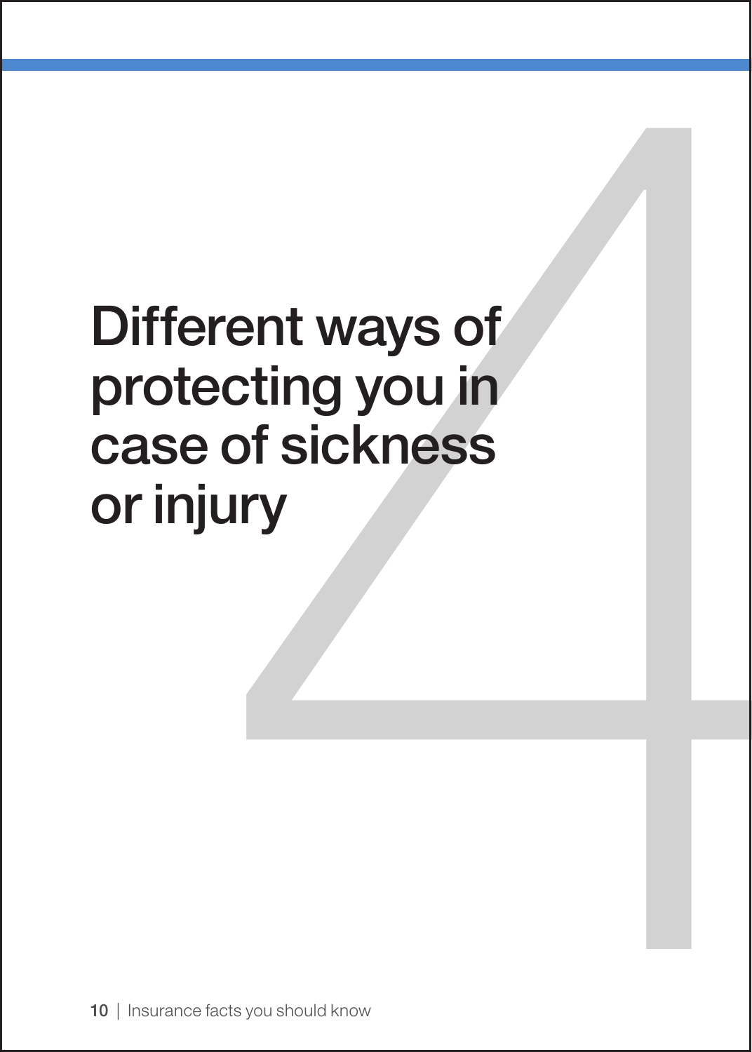# Different ways of protecting you in case of sickness or injury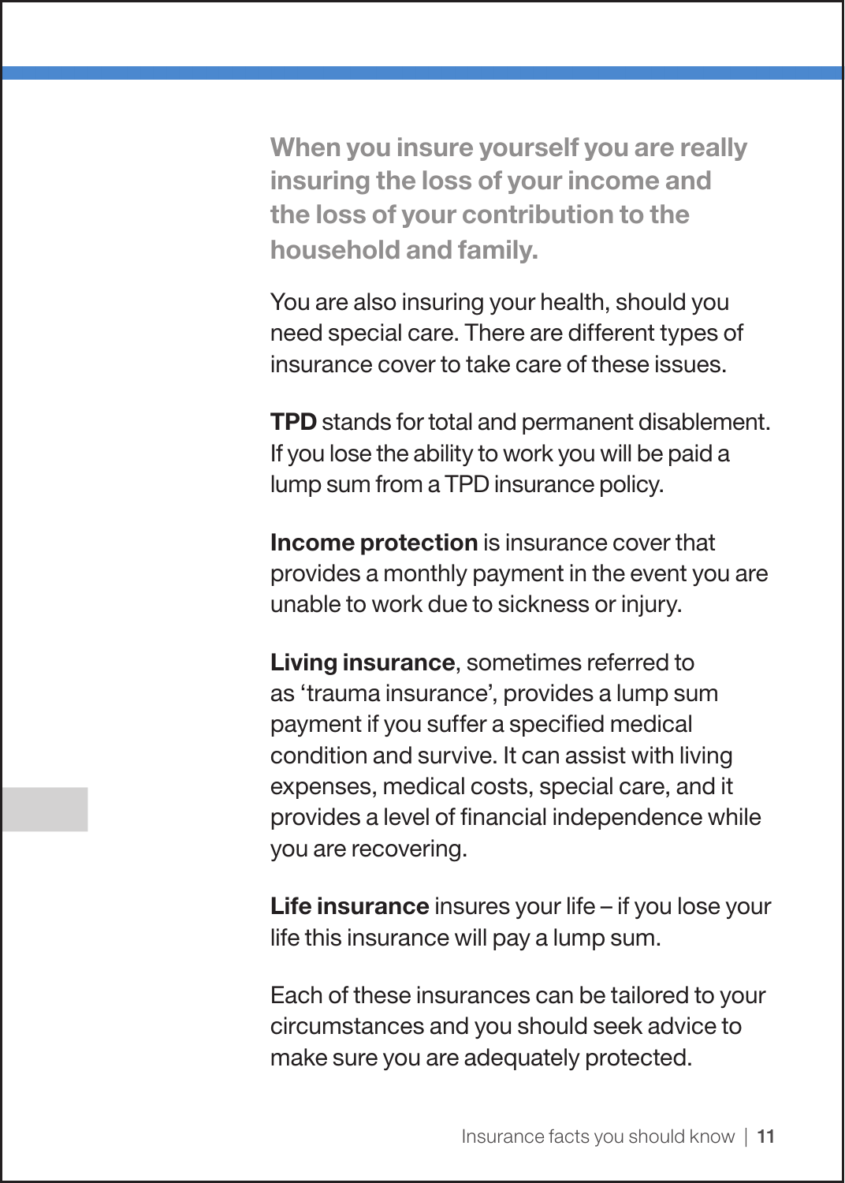**When you insure yourself you are really insuring the loss of your income and the loss of your contribution to the household and family.**

You are also insuring your health, should you need special care. There are different types of insurance cover to take care of these issues.

**TPD** stands for total and permanent disablement. If you lose the ability to work you will be paid a lump sum from a TPD insurance policy.

**Income protection** is insurance cover that provides a monthly payment in the event you are unable to work due to sickness or injury.

**Living insurance**, sometimes referred to as 'trauma insurance', provides a lump sum payment if you suffer a specified medical condition and survive. It can assist with living expenses, medical costs, special care, and it provides a level of financial independence while you are recovering.

**Life insurance** insures your life – if you lose your life this insurance will pay a lump sum.

Each of these insurances can be tailored to your circumstances and you should seek advice to make sure you are adequately protected.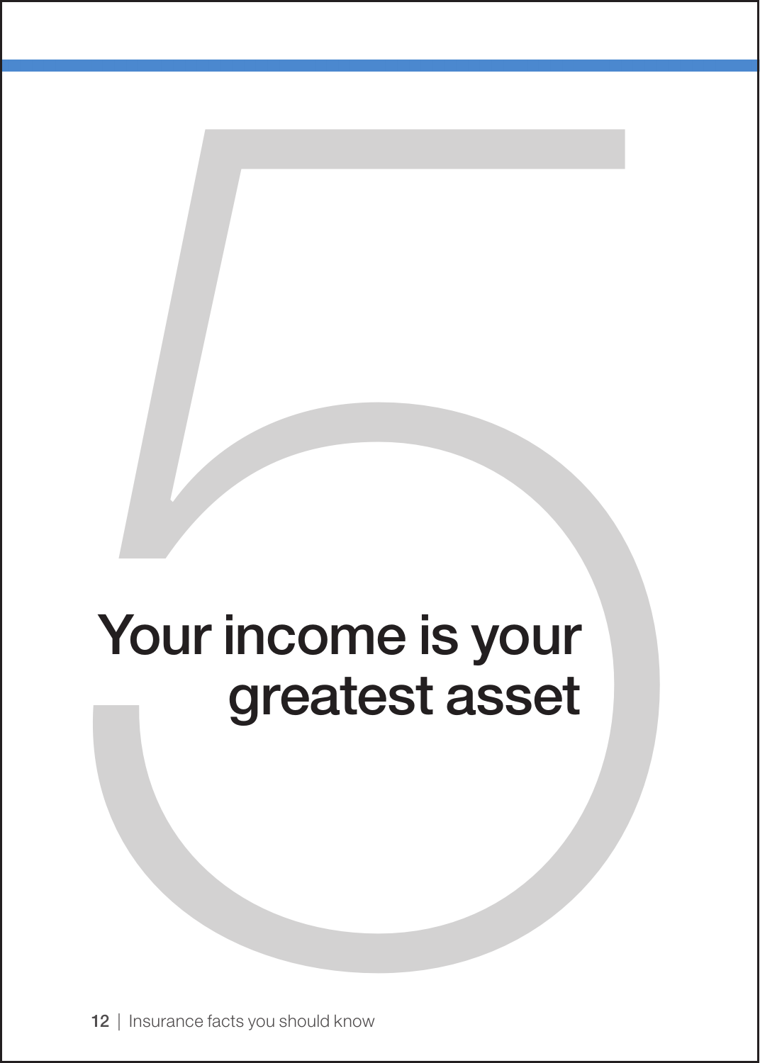# 5

# Your income is your greatest asset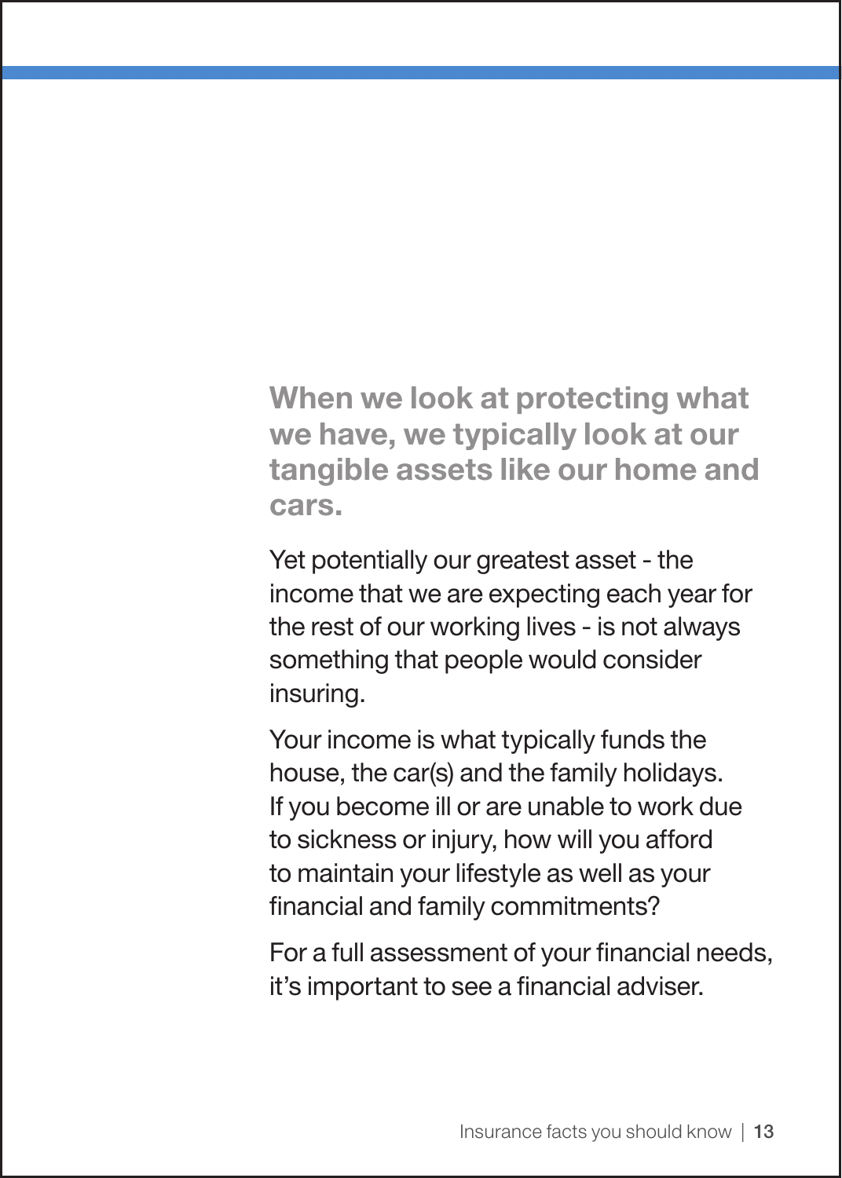**When we look at protecting what we have, we typically look at our tangible assets like our home and cars.**

Yet potentially our greatest asset - the income that we are expecting each year for the rest of our working lives - is not always something that people would consider insuring.

Your income is what typically funds the house, the car(s) and the family holidays. If you become ill or are unable to work due to sickness or injury, how will you afford to maintain your lifestyle as well as your financial and family commitments?

For a full assessment of your financial needs, it's important to see a financial adviser.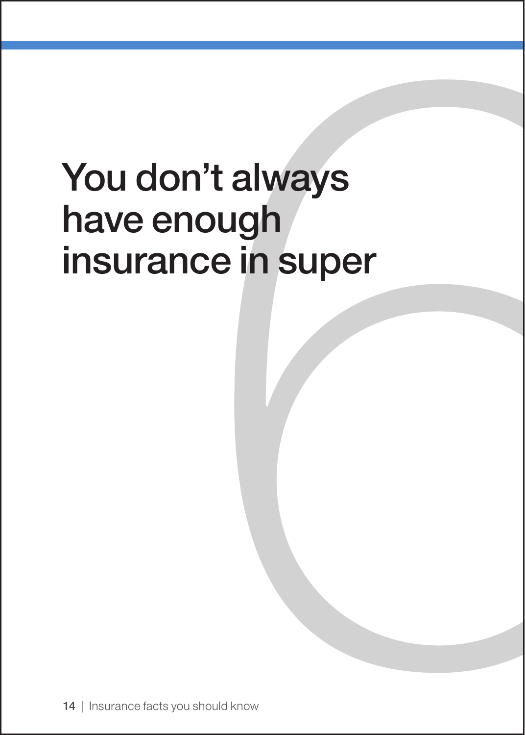# You don't always have enough insurance in super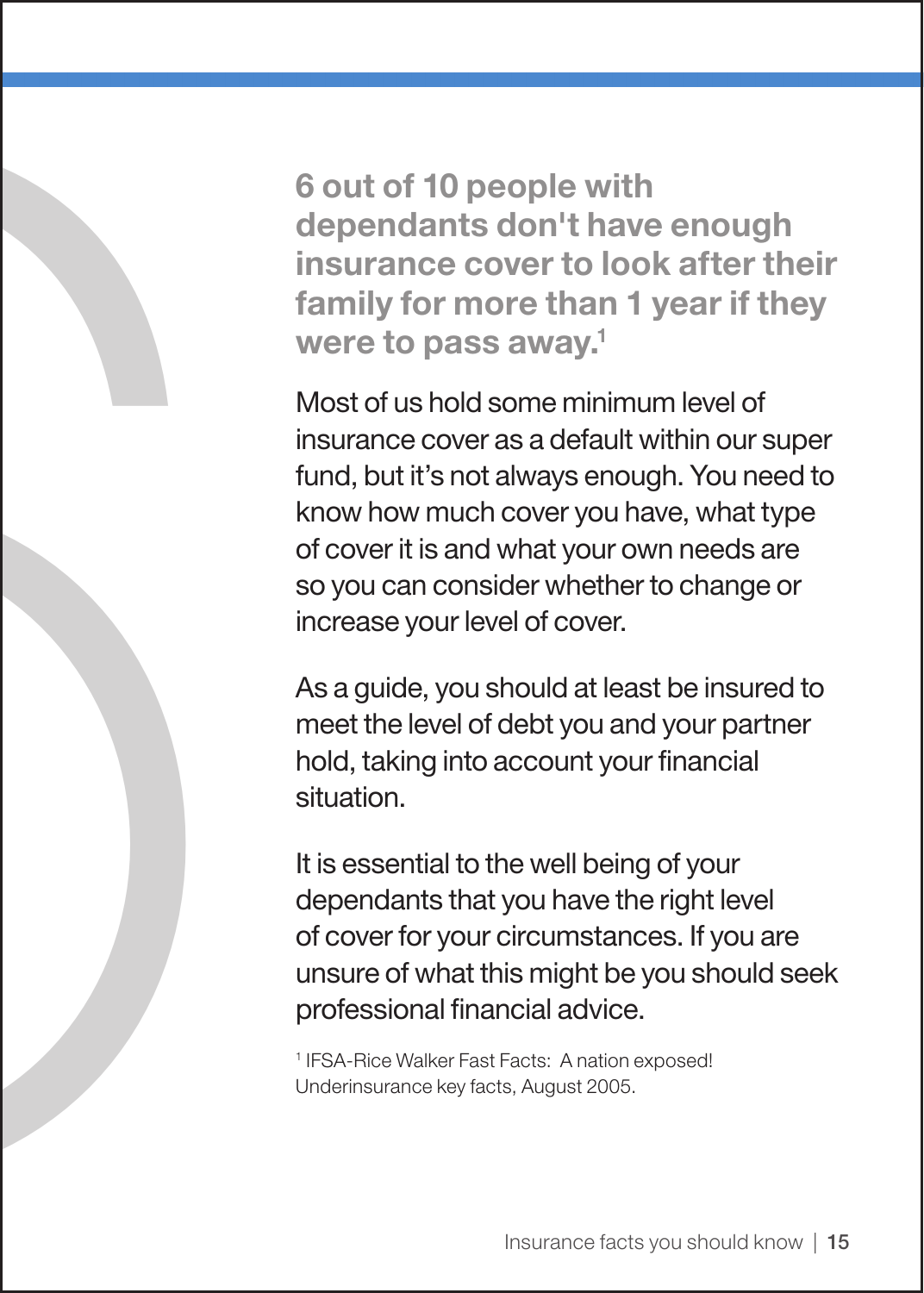## 6 out of 10 people with dependants don't have enough insurance cover to look after their family for more than 1 year if they were to pass away.[1]

Most of us hold some minimum level of insurance cover as a default within our super fund, but it's not always enough. You need to know how much cover you have, what type of cover it is and what your own needs are so you can consider whether to change or increase your level of cover.

As a guide, you should at least be insured to meet the level of debt you and your partner hold, taking into account your financial situation.

It is essential to the well being of your dependants that you have the right level of cover for your circumstances. If you are unsure of what this might be you should seek professional financial advice.

[1] IFSA-Rice Walker Fast Facts: A nation exposed! Underinsurance key facts, August 2005.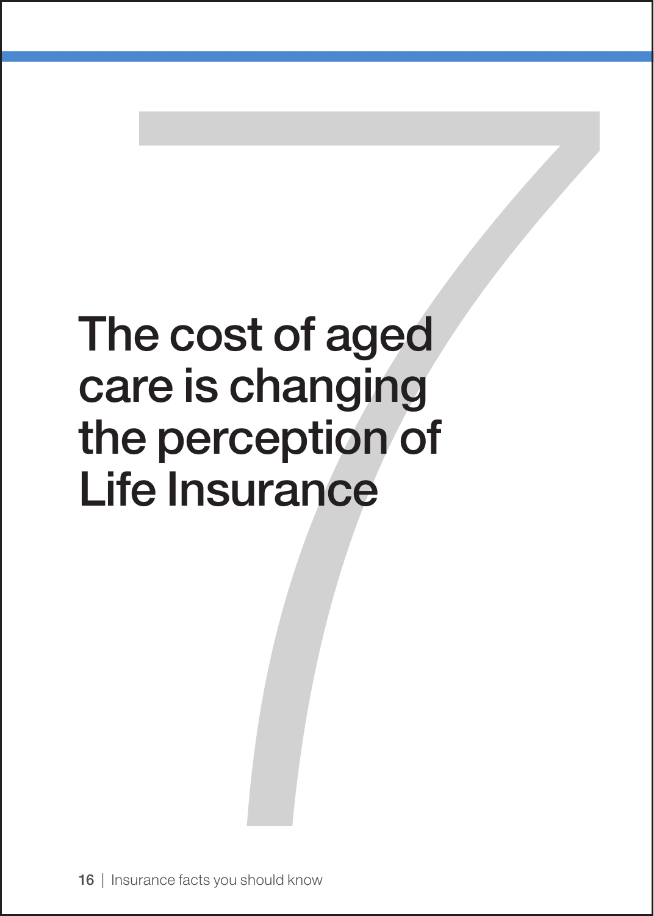# 7

# The cost of aged care is changing the perception of Life Insurance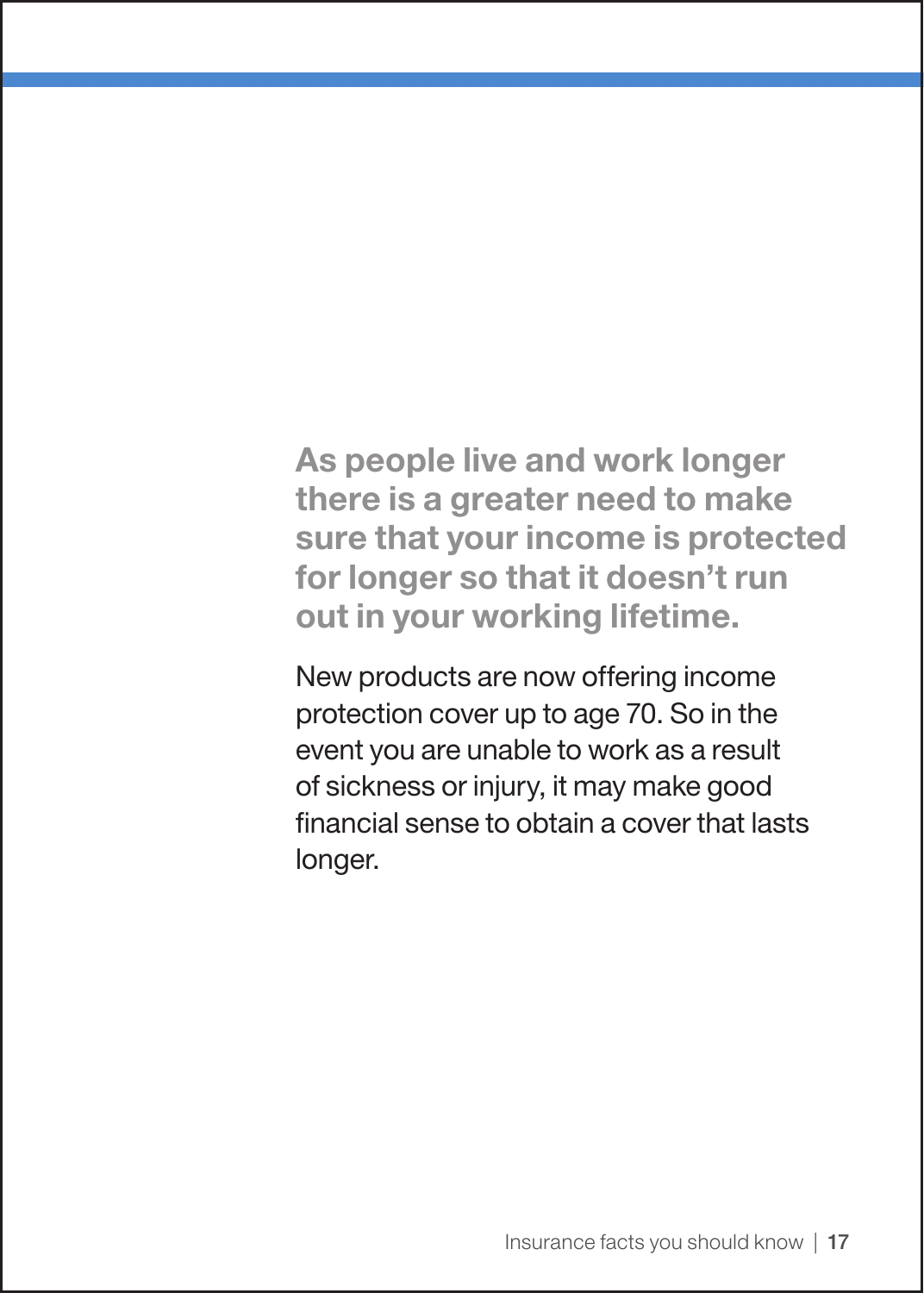**As people live and work longer there is a greater need to make sure that your income is protected for longer so that it doesn't run out in your working lifetime.**

New products are now offering income protection cover up to age 70. So in the event you are unable to work as a result of sickness or injury, it may make good financial sense to obtain a cover that lasts longer.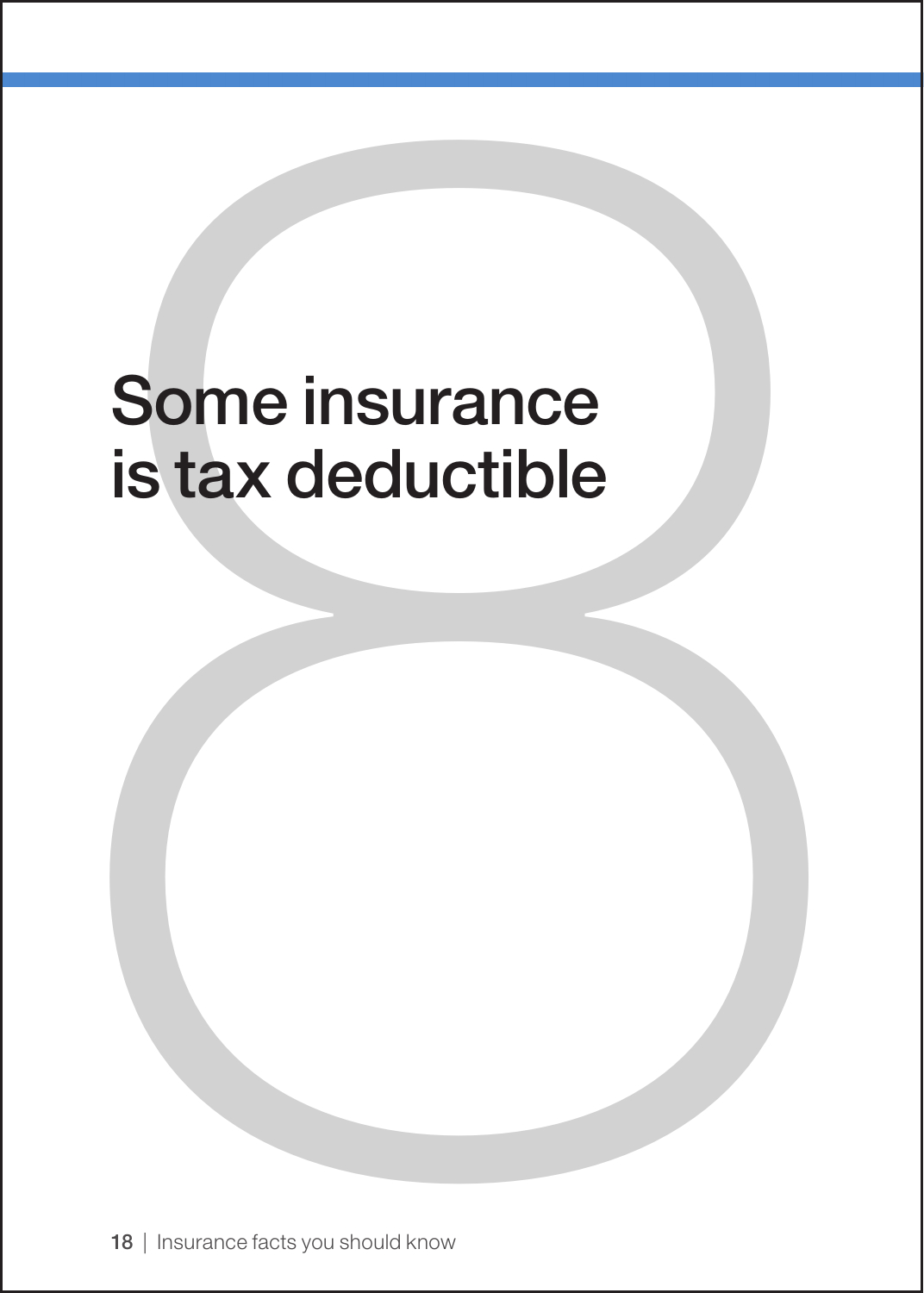# Some insurance is tax deductible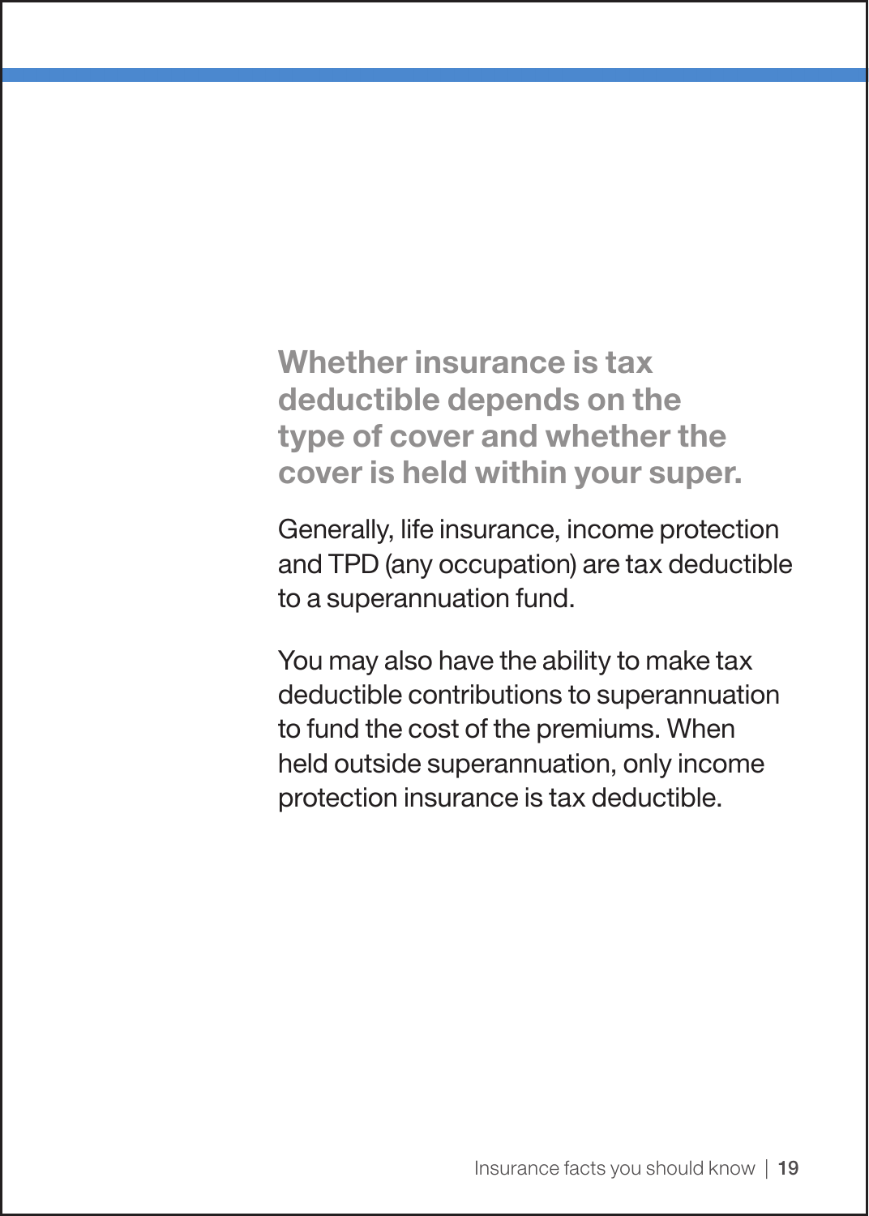**Whether insurance is tax deductible depends on the type of cover and whether the cover is held within your super.**

Generally, life insurance, income protection and TPD (any occupation) are tax deductible to a superannuation fund.

You may also have the ability to make tax deductible contributions to superannuation to fund the cost of the premiums. When held outside superannuation, only income protection insurance is tax deductible.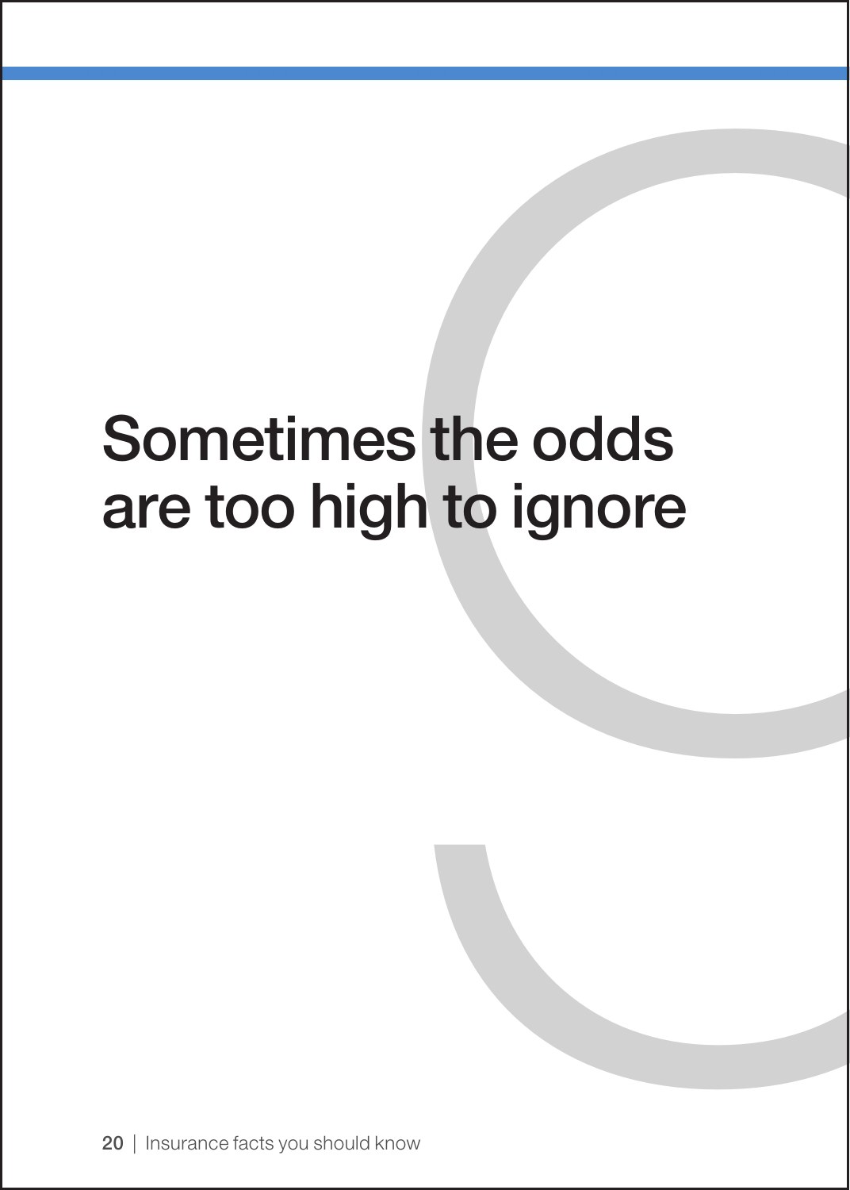# Sometimes the odds are too high to ignore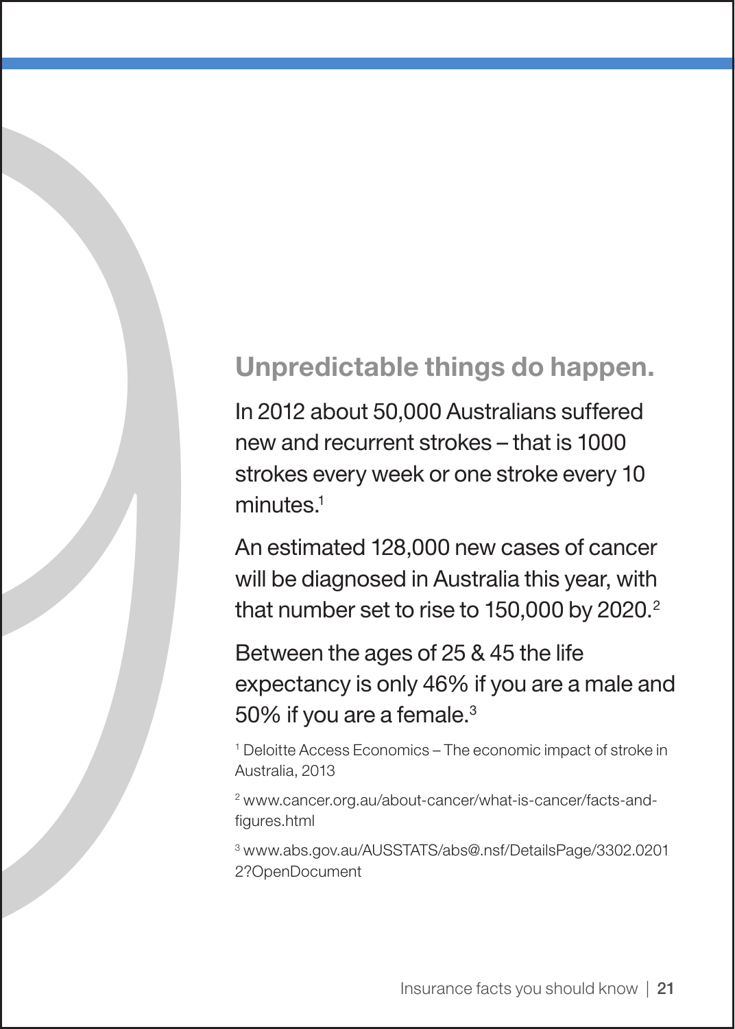## Unpredictable things do happen.

In 2012 about 50,000 Australians suffered new and recurrent strokes – that is 1000 strokes every week or one stroke every 10 minutes.[1]

An estimated 128,000 new cases of cancer will be diagnosed in Australia this year, with that number set to rise to 150,000 by 2020.[2]

Between the ages of 25 & 45 the life expectancy is only 46% if you are a male and 50% if you are a female.[3]

[1] Deloitte Access Economics – The economic impact of stroke in Australia, 2013

[2] www.cancer.org.au/about-cancer/what-is-cancer/facts-and-figures.html

[3] www.abs.gov.au/AUSSTATS/abs@.nsf/DetailsPage/3302.02012?OpenDocument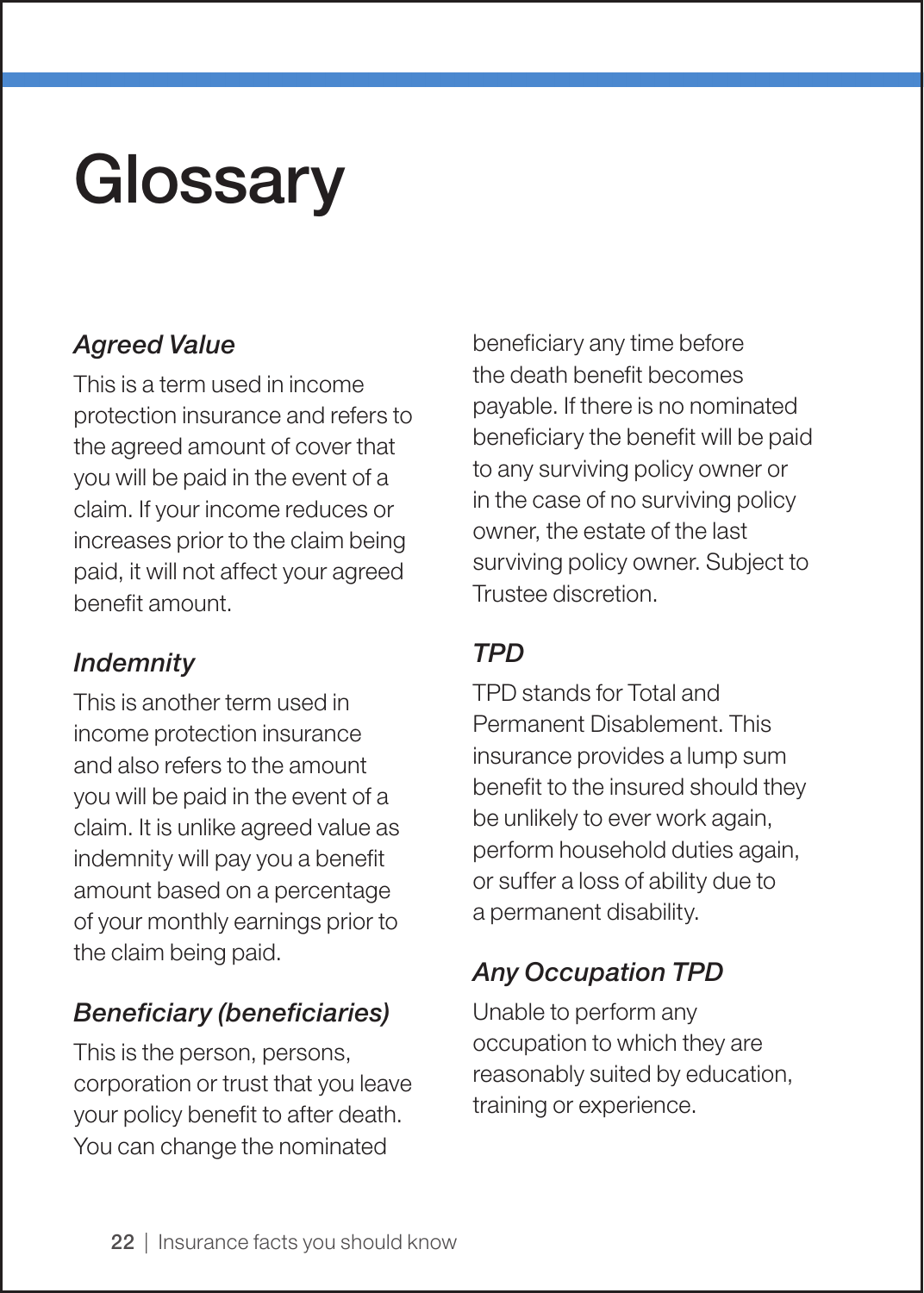# Glossary

### *Agreed Value*

This is a term used in income protection insurance and refers to the agreed amount of cover that you will be paid in the event of a claim. If your income reduces or increases prior to the claim being paid, it will not affect your agreed benefit amount.

### *Indemnity*

This is another term used in income protection insurance and also refers to the amount you will be paid in the event of a claim. It is unlike agreed value as indemnity will pay you a benefit amount based on a percentage of your monthly earnings prior to the claim being paid.

### *Beneficiary (beneficiaries)*

This is the person, persons, corporation or trust that you leave your policy benefit to after death. You can change the nominated beneficiary any time before the death benefit becomes payable. If there is no nominated beneficiary the benefit will be paid to any surviving policy owner or in the case of no surviving policy owner, the estate of the last surviving policy owner. Subject to Trustee discretion.

### *TPD*

TPD stands for Total and Permanent Disablement. This insurance provides a lump sum benefit to the insured should they be unlikely to ever work again, perform household duties again, or suffer a loss of ability due to a permanent disability.

### *Any Occupation TPD*

Unable to perform any occupation to which they are reasonably suited by education, training or experience.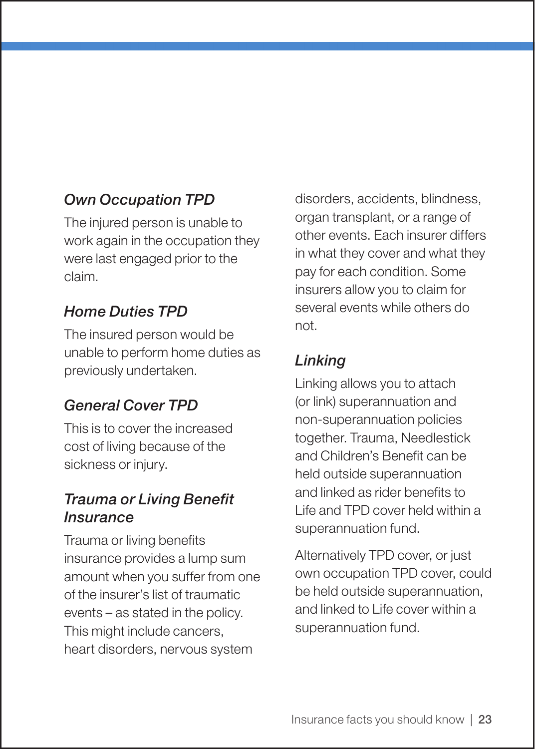### *Own Occupation TPD*

The injured person is unable to work again in the occupation they were last engaged prior to the claim.

### *Home Duties TPD*

The insured person would be unable to perform home duties as previously undertaken.

### *General Cover TPD*

This is to cover the increased cost of living because of the sickness or injury.

### *Trauma or Living Benefit Insurance*

Trauma or living benefits insurance provides a lump sum amount when you suffer from one of the insurer's list of traumatic events – as stated in the policy. This might include cancers, heart disorders, nervous system disorders, accidents, blindness, organ transplant, or a range of other events. Each insurer differs in what they cover and what they pay for each condition. Some insurers allow you to claim for several events while others do not.

### *Linking*

Linking allows you to attach (or link) superannuation and non-superannuation policies together. Trauma, Needlestick and Children's Benefit can be held outside superannuation and linked as rider benefits to Life and TPD cover held within a superannuation fund.

Alternatively TPD cover, or just own occupation TPD cover, could be held outside superannuation, and linked to Life cover within a superannuation fund.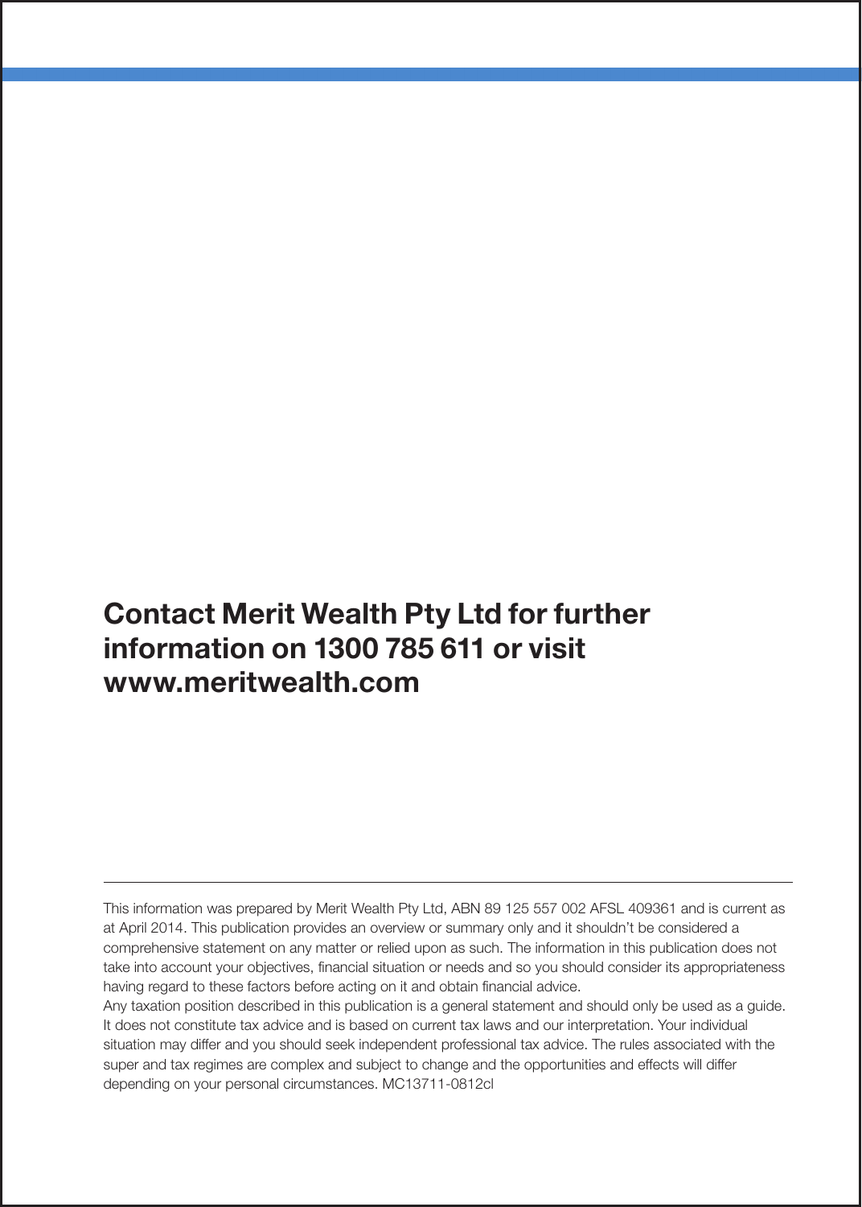**Contact Merit Wealth Pty Ltd for further information on 1300 785 611 or visit www.meritwealth.com**

---

This information was prepared by Merit Wealth Pty Ltd, ABN 89 125 557 002 AFSL 409361 and is current as at April 2014. This publication provides an overview or summary only and it shouldn't be considered a comprehensive statement on any matter or relied upon as such. The information in this publication does not take into account your objectives, financial situation or needs and so you should consider its appropriateness having regard to these factors before acting on it and obtain financial advice.

Any taxation position described in this publication is a general statement and should only be used as a guide. It does not constitute tax advice and is based on current tax laws and our interpretation. Your individual situation may differ and you should seek independent professional tax advice. The rules associated with the super and tax regimes are complex and subject to change and the opportunities and effects will differ depending on your personal circumstances. MC13711-0812cl